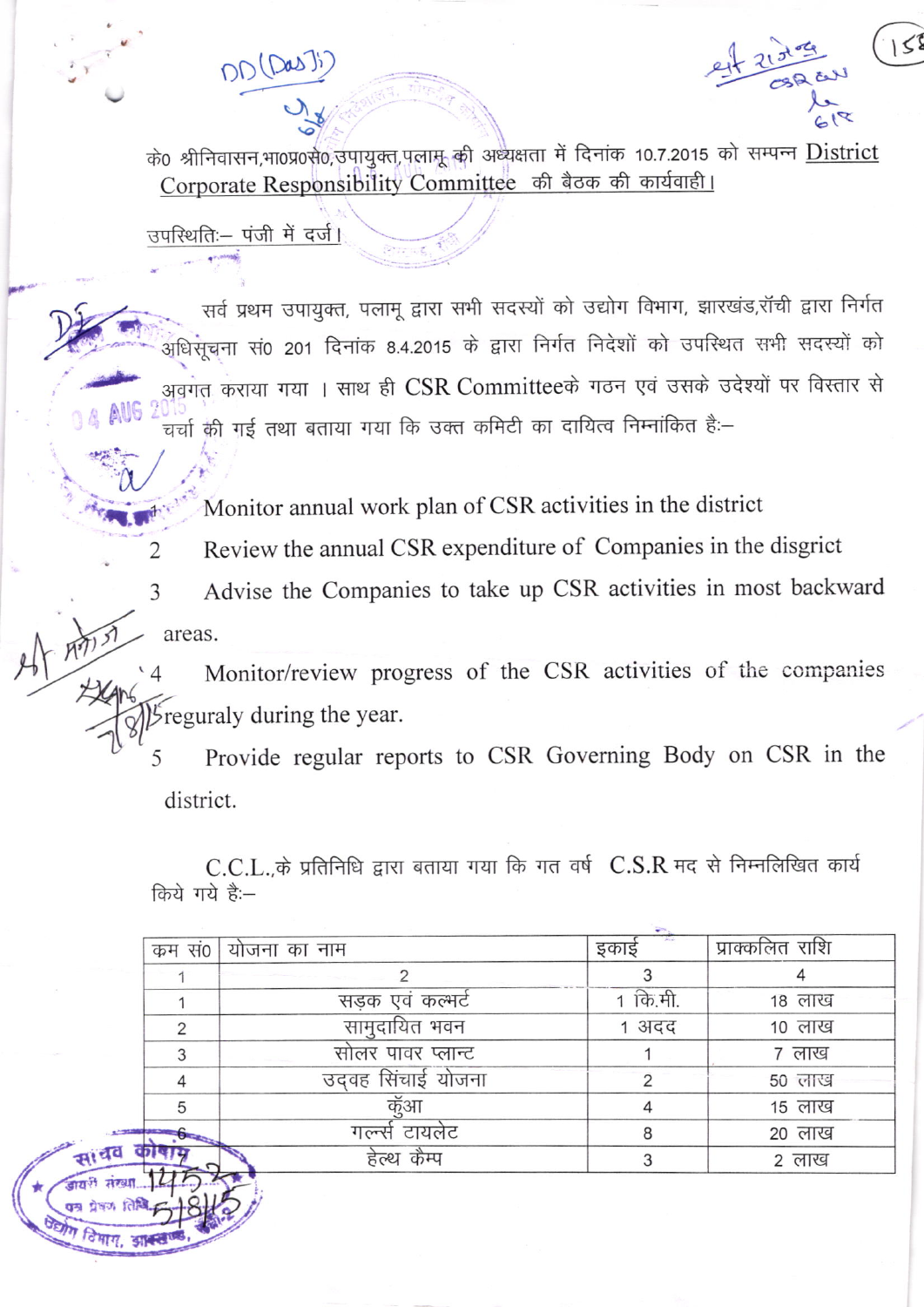के० श्रीनिवासन,भा०प्र०से०,उपायुक्त,पलामू की अध्यक्षता में दिनांक 10.7.2015 को सम्पन्न District Corporate Responsibility Committee की बैठक की कार्यवाही।

उपस्थितिः– पंजी में दर्ज।

सर्व प्रथम उपायुक्त, पलामू द्वारा सभी सदस्यों को उद्योग विभाग, झारखंड,राँची द्वारा निर्गत अधिसूचना सं० 201 दिनांक 8.4.2015 के द्वारा निर्गत निदेशों को उपस्थित सभी सदस्यों को अवगत कराया गया । साथ ही CSR Committeeके गठन एवं उसके उदेश्यों पर विस्तार से चर्चा की गई तथा बताया गया कि उक्त कमिटी का दायित्व निम्नांकित हैः–

1 Monitor annual work plan of CSR activities in the district
2 Review the annual CSR expenditure of Companies in the disgrict
3 Advise the Companies to take up CSR activities in most backward areas.
4 Monitor/review progress of the CSR activities of the companies reguraly during the year.
5 Provide regular reports to CSR Governing Body on CSR in the district.

C.C.L.,के प्रतिनिधि द्वारा बताया गया कि गत वर्ष C.S.R मद से निम्नलिखित कार्य किये गये हैः–

| कम सं० | योजना का नाम | इकाई | प्राक्कलित राशि |
|---|---|---|---|
| 1 | 2 | 3 | 4 |
| 1 | सड़क एवं कल्भर्ट | 1 कि.मी. | 18 लाख |
| 2 | सामुदायित भवन | 1 अदद | 10 लाख |
| 3 | सोलर पावर प्लान्ट | 1 | 7 लाख |
| 4 | उदवह सिंचाई योजना | 2 | 50 लाख |
| 5 | कुँआ | 4 | 15 लाख |
| 6 | गर्ल्स टायलेट | 8 | 20 लाख |
| | हेल्थ कैम्प | 3 | 2 लाख |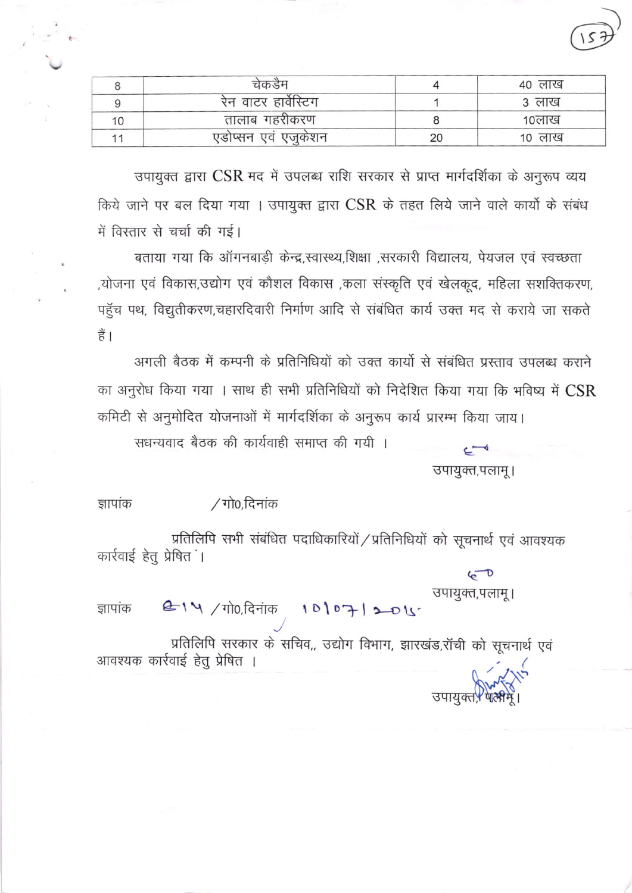| | | | |
|---|---|---|---|
| 8 | चेकडैम | 4 | 40 लाख |
| 9 | रेन वाटर हार्वेस्टिंग | 1 | 3 लाख |
| 10 | तालाब गहरीकरण | 8 | 10लाख |
| 11 | एडोप्सन एवं एजुकेशन | 20 | 10 लाख |

उपायुक्त द्वारा CSR मद में उपलब्ध राशि सरकार से प्राप्त मार्गदर्शिका के अनुरूप व्यय किये जाने पर बल दिया गया । उपायुक्त द्वारा CSR के तहत लिये जाने वाले कार्यो के संबंध में विस्तार से चर्चा की गई।

बताया गया कि ऑगनबाड़ी केन्द्र,स्वास्थ्य,शिक्षा ,सरकारी विद्यालय, पेयजल एवं स्वच्छता ,योजना एवं विकास,उद्योग एवं कौशल विकास ,कला संस्कृति एवं खेलकूद, महिला सशक्तिकरण, पहुँच पथ, विद्युतीकरण,चहारदिवारी निर्माण आदि से संबंधित कार्य उक्त मद से कराये जा सकते हैं।

अगली बैठक में कम्पनी के प्रतिनिधियों को उक्त कार्यो से संबंधित प्रस्ताव उपलब्ध कराने का अनुरोध किया गया । साथ ही सभी प्रतिनिधियों को निदेशित किया गया कि भविष्य में CSR कमिटी से अनुमोदित योजनाओं में मार्गदर्शिका के अनुरूप कार्य प्रारम्भ किया जाय।

सधन्यवाद बैठक की कार्यवाही समाप्त की गयी ।

उपायुक्त,पलामू।

ज्ञापांक /गो0,दिनांक

प्रतिलिपि सभी संबंधित पदाधिकारियों/प्रतिनिधियों को सूचनार्थ एवं आवश्यक कार्रवाई हेतु प्रेषित ।

उपायुक्त,पलामू।

ज्ञापांक 814 /गो0,दिनांक 10/07/2015

प्रतिलिपि सरकार के सचिव,, उद्योग विभाग, झारखंड,रॉची को सूचनार्थ एवं आवश्यक कार्रवाई हेतु प्रेषित ।

उपायुक्त, पलामू।